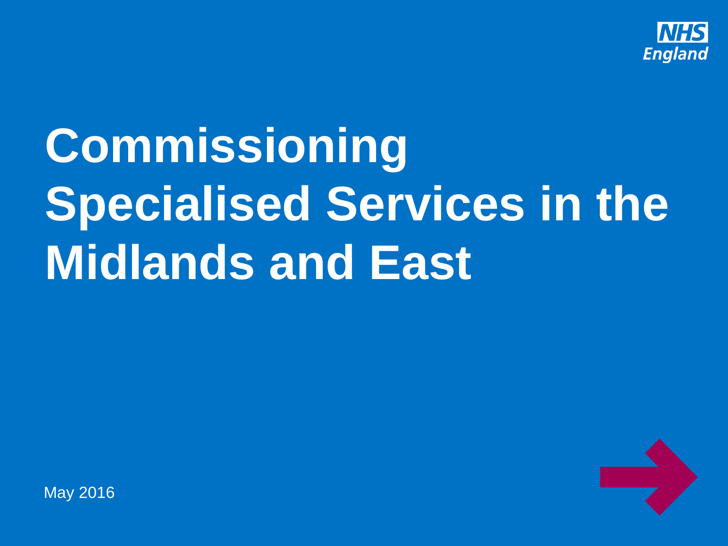# Commissioning Specialised Services in the Midlands and East

May 2016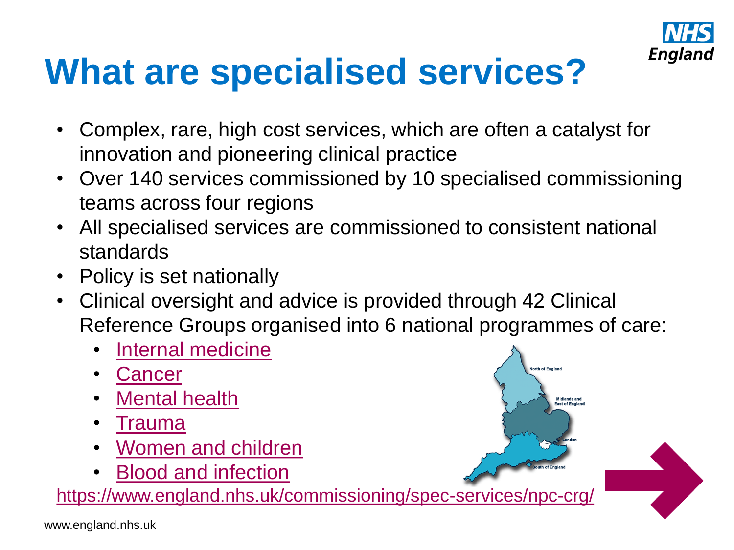# What are specialised services?

- Complex, rare, high cost services, which are often a catalyst for innovation and pioneering clinical practice
- Over 140 services commissioned by 10 specialised commissioning teams across four regions
- All specialised services are commissioned to consistent national standards
- Policy is set nationally
- Clinical oversight and advice is provided through 42 Clinical Reference Groups organised into 6 national programmes of care:
  - Internal medicine
  - Cancer
  - Mental health
  - Trauma
  - Women and children
  - Blood and infection

https://www.england.nhs.uk/commissioning/spec-services/npc-crg/

North of England

Midlands and East of England

London

South of England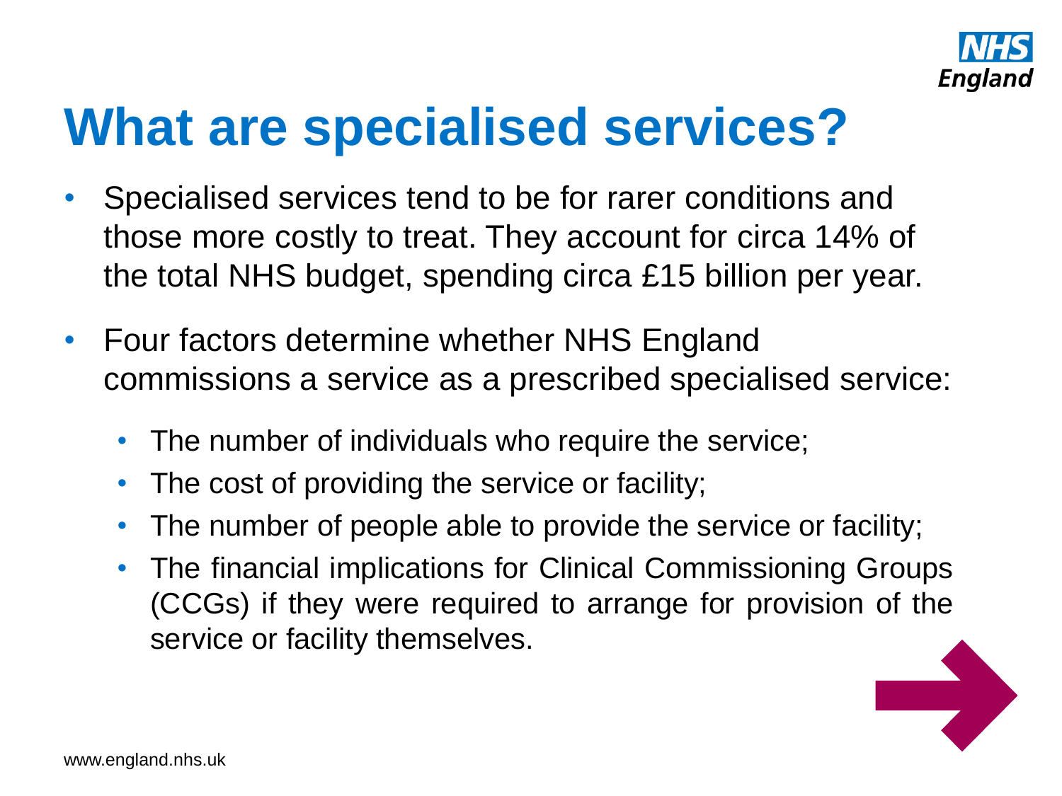# What are specialised services?

- Specialised services tend to be for rarer conditions and those more costly to treat. They account for circa 14% of the total NHS budget, spending circa £15 billion per year.
- Four factors determine whether NHS England commissions a service as a prescribed specialised service:
  - The number of individuals who require the service;
  - The cost of providing the service or facility;
  - The number of people able to provide the service or facility;
  - The financial implications for Clinical Commissioning Groups (CCGs) if they were required to arrange for provision of the service or facility themselves.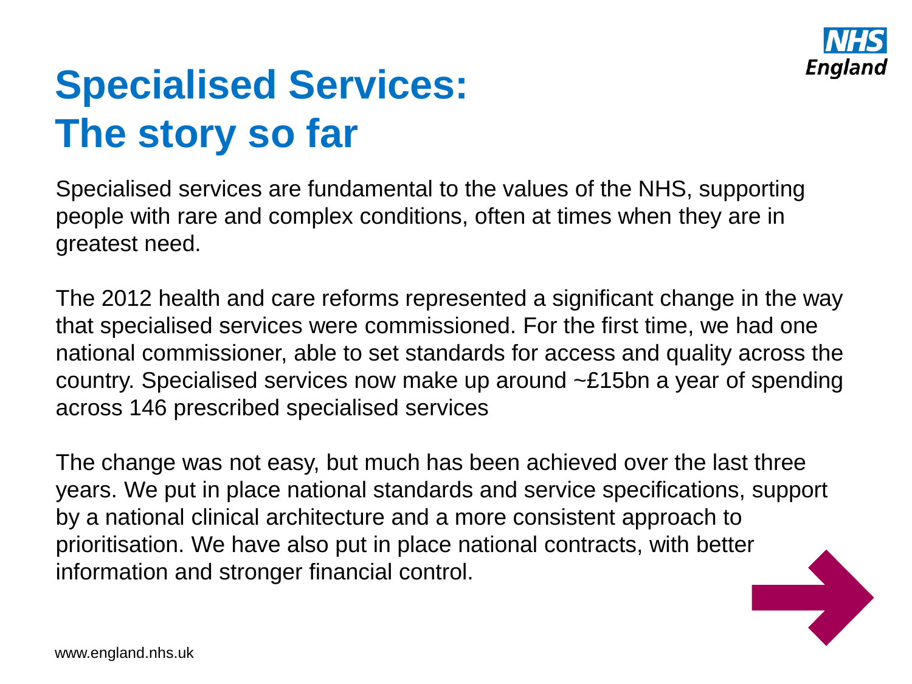# Specialised Services: The story so far

Specialised services are fundamental to the values of the NHS, supporting people with rare and complex conditions, often at times when they are in greatest need.

The 2012 health and care reforms represented a significant change in the way that specialised services were commissioned. For the first time, we had one national commissioner, able to set standards for access and quality across the country. Specialised services now make up around ~£15bn a year of spending across 146 prescribed specialised services

The change was not easy, but much has been achieved over the last three years. We put in place national standards and service specifications, support by a national clinical architecture and a more consistent approach to prioritisation. We have also put in place national contracts, with better information and stronger financial control.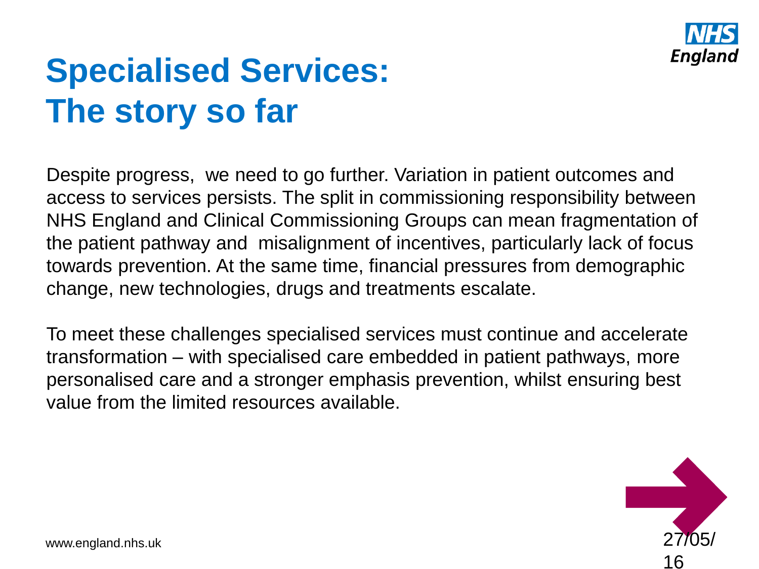# Specialised Services: The story so far

Despite progress,  we need to go further. Variation in patient outcomes and access to services persists. The split in commissioning responsibility between NHS England and Clinical Commissioning Groups can mean fragmentation of the patient pathway and  misalignment of incentives, particularly lack of focus towards prevention. At the same time, financial pressures from demographic change, new technologies, drugs and treatments escalate.

To meet these challenges specialised services must continue and accelerate transformation – with specialised care embedded in patient pathways, more personalised care and a stronger emphasis prevention, whilst ensuring best value from the limited resources available.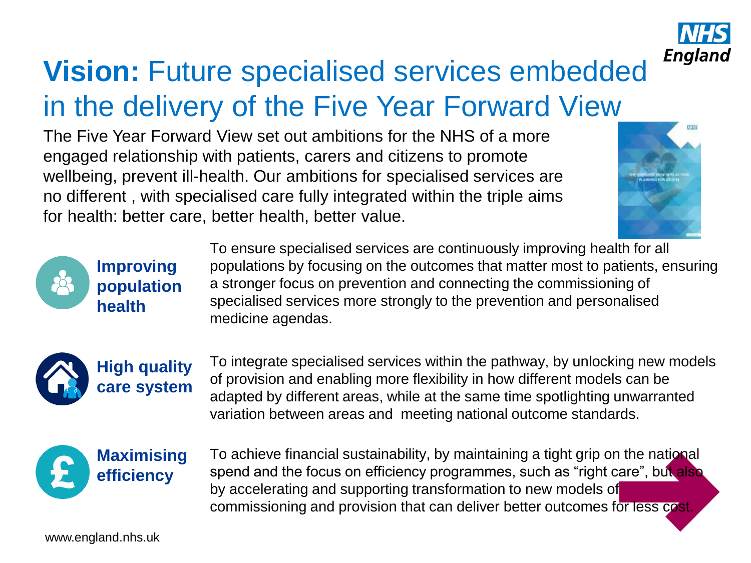# **Vision:** Future specialised services embedded in the delivery of the Five Year Forward View

The Five Year Forward View set out ambitions for the NHS of a more engaged relationship with patients, carers and citizens to promote wellbeing, prevent ill-health. Our ambitions for specialised services are no different , with specialised care fully integrated within the triple aims for health: better care, better health, better value.

**Improving population health**

To ensure specialised services are continuously improving health for all populations by focusing on the outcomes that matter most to patients, ensuring a stronger focus on prevention and connecting the commissioning of specialised services more strongly to the prevention and personalised medicine agendas.

**High quality care system**

To integrate specialised services within the pathway, by unlocking new models of provision and enabling more flexibility in how different models can be adapted by different areas, while at the same time spotlighting unwarranted variation between areas and meeting national outcome standards.

**Maximising efficiency**

To achieve financial sustainability, by maintaining a tight grip on the national spend and the focus on efficiency programmes, such as "right care", but also by accelerating and supporting transformation to new models of commissioning and provision that can deliver better outcomes for less cost.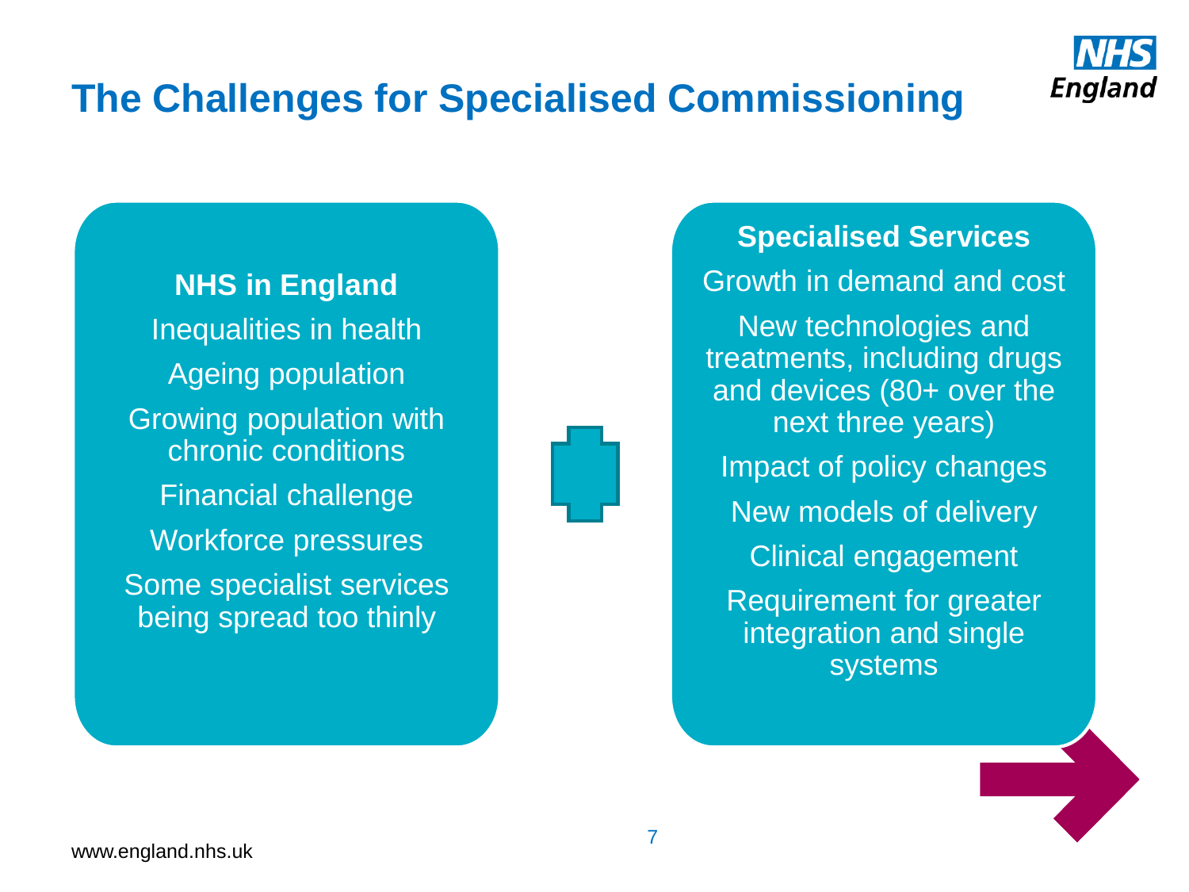# The Challenges for Specialised Commissioning

**NHS in England**

Inequalities in health

Ageing population

Growing population with chronic conditions

Financial challenge

Workforce pressures

Some specialist services being spread too thinly

+

**Specialised Services**

Growth in demand and cost

New technologies and treatments, including drugs and devices (80+ over the next three years)

Impact of policy changes

New models of delivery

Clinical engagement

Requirement for greater integration and single systems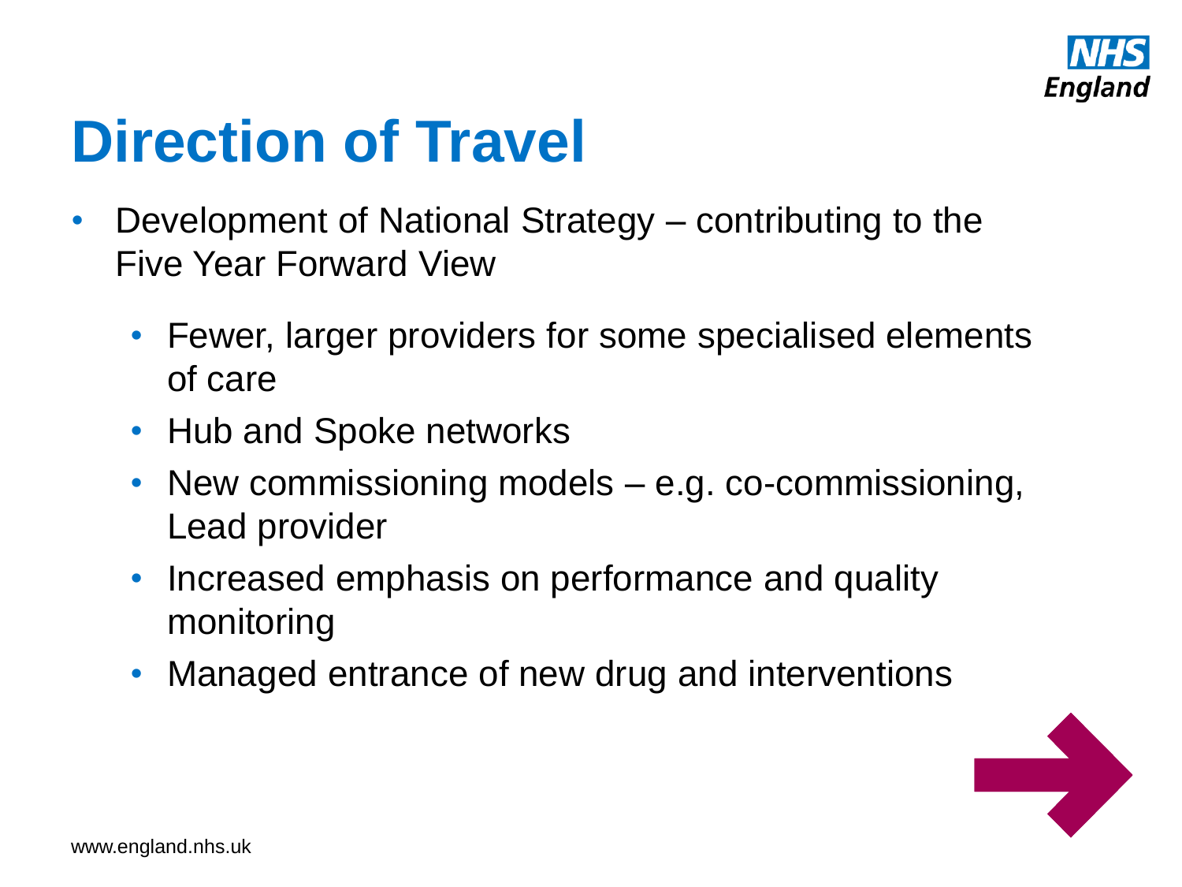# Direction of Travel

- Development of National Strategy – contributing to the Five Year Forward View
  - Fewer, larger providers for some specialised elements of care
  - Hub and Spoke networks
  - New commissioning models – e.g. co-commissioning, Lead provider
  - Increased emphasis on performance and quality monitoring
  - Managed entrance of new drug and interventions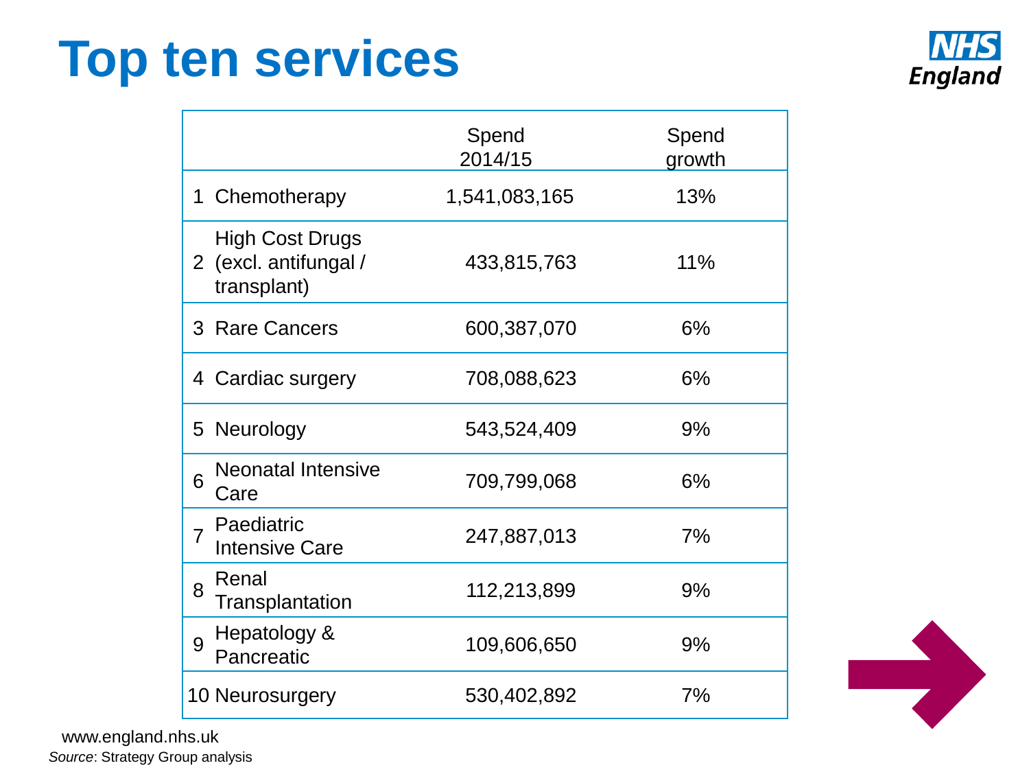# Top ten services

| | | Spend 2014/15 | Spend growth |
|---|---|---|---|
| 1 | Chemotherapy | 1,541,083,165 | 13% |
| 2 | High Cost Drugs (excl. antifungal / transplant) | 433,815,763 | 11% |
| 3 | Rare Cancers | 600,387,070 | 6% |
| 4 | Cardiac surgery | 708,088,623 | 6% |
| 5 | Neurology | 543,524,409 | 9% |
| 6 | Neonatal Intensive Care | 709,799,068 | 6% |
| 7 | Paediatric Intensive Care | 247,887,013 | 7% |
| 8 | Renal Transplantation | 112,213,899 | 9% |
| 9 | Hepatology & Pancreatic | 109,606,650 | 9% |
| 10 | Neurosurgery | 530,402,892 | 7% |

www.england.nhs.uk

*Source*: Strategy Group analysis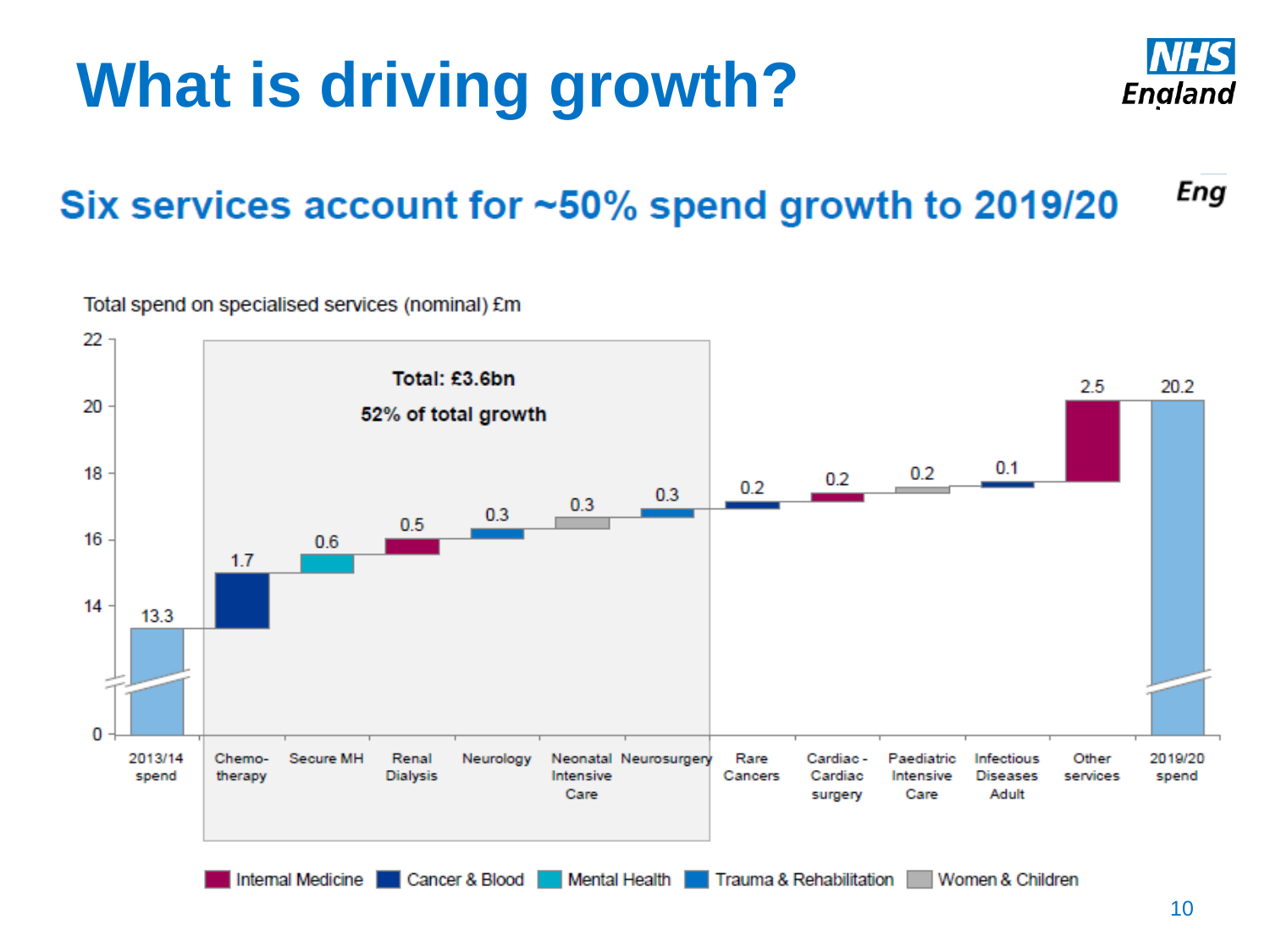# What is driving growth?

NHS England

## Six services account for ~50% spend growth to 2019/20

Total spend on specialised services (nominal) £m

Total: £3.6bn

52% of total growth

22
20
18
16
14
0

13.3
1.7
0.6
0.5
0.3
0.3
0.3
0.2
0.2
0.2
0.1
2.5
20.2

2013/14 spend
Chemo-therapy
Secure MH
Renal Dialysis
Neurology
Neonatal Intensive Care
Neurosurgery
Rare Cancers
Cardiac - Cardiac surgery
Paediatric Intensive Care
Infectious Diseases Adult
Other services
2019/20 spend

Internal Medicine
Cancer & Blood
Mental Health
Trauma & Rehabilitation
Women & Children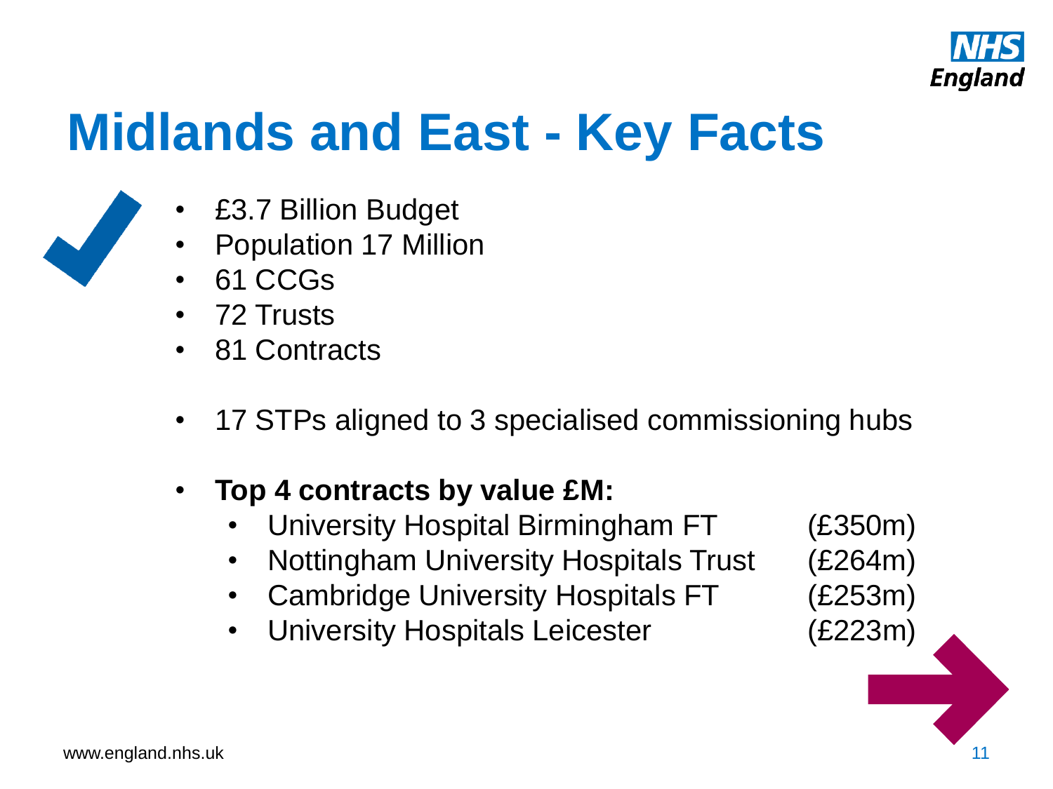# Midlands and East - Key Facts

- £3.7 Billion Budget
- Population 17 Million
- 61 CCGs
- 72 Trusts
- 81 Contracts

- 17 STPs aligned to 3 specialised commissioning hubs

- **Top 4 contracts by value £M:**
  - University Hospital Birmingham FT (£350m)
  - Nottingham University Hospitals Trust (£264m)
  - Cambridge University Hospitals FT (£253m)
  - University Hospitals Leicester (£223m)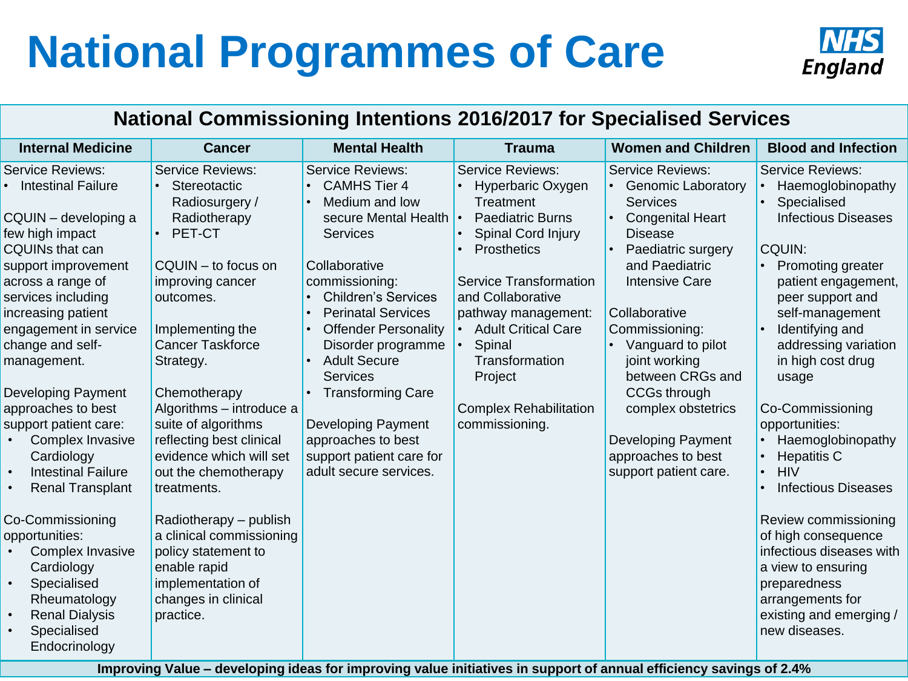# National Programmes of Care

NHS England

## National Commissioning Intentions 2016/2017 for Specialised Services

| Internal Medicine | Cancer | Mental Health | Trauma | Women and Children | Blood and Infection |
|---|---|---|---|---|---|
| Service Reviews:<br>• Intestinal Failure<br><br>CQUIN – developing a few high impact CQUINs that can support improvement across a range of services including increasing patient engagement in service change and self-management.<br><br>Developing Payment approaches to best support patient care:<br>• Complex Invasive Cardiology<br>• Intestinal Failure<br>• Renal Transplant<br><br>Co-Commissioning opportunities:<br>• Complex Invasive Cardiology<br>• Specialised Rheumatology<br>• Renal Dialysis<br>• Specialised Endocrinology | Service Reviews:<br>• Stereotactic Radiosurgery / Radiotherapy<br>• PET-CT<br><br>CQUIN – to focus on improving cancer outcomes.<br><br>Implementing the Cancer Taskforce Strategy.<br><br>Chemotherapy Algorithms – introduce a suite of algorithms reflecting best clinical evidence which will set out the chemotherapy treatments.<br><br>Radiotherapy – publish a clinical commissioning policy statement to enable rapid implementation of changes in clinical practice. | Service Reviews:<br>• CAMHS Tier 4<br>• Medium and low secure Mental Health Services<br><br>Collaborative commissioning:<br>• Children's Services<br>• Perinatal Services<br>• Offender Personality Disorder programme<br>• Adult Secure Services<br>• Transforming Care<br><br>Developing Payment approaches to best support patient care for adult secure services. | Service Reviews:<br>• Hyperbaric Oxygen Treatment<br>• Paediatric Burns<br>• Spinal Cord Injury<br>• Prosthetics<br><br>Service Transformation and Collaborative pathway management:<br>• Adult Critical Care<br>• Spinal Transformation Project<br><br>Complex Rehabilitation commissioning. | Service Reviews:<br>• Genomic Laboratory Services<br>• Congenital Heart Disease<br>• Paediatric surgery and Paediatric Intensive Care<br><br>Collaborative Commissioning:<br>• Vanguard to pilot joint working between CRGs and CCGs through complex obstetrics<br><br>Developing Payment approaches to best support patient care. | Service Reviews:<br>• Haemoglobinopathy<br>• Specialised Infectious Diseases<br><br>CQUIN:<br>• Promoting greater patient engagement, peer support and self-management<br>• Identifying and addressing variation in high cost drug usage<br><br>Co-Commissioning opportunities:<br>• Haemoglobinopathy<br>• Hepatitis C<br>• HIV<br>• Infectious Diseases<br><br>Review commissioning of high consequence infectious diseases with a view to ensuring preparedness arrangements for existing and emerging / new diseases. |

**Improving Value – developing ideas for improving value initiatives in support of annual efficiency savings of 2.4%**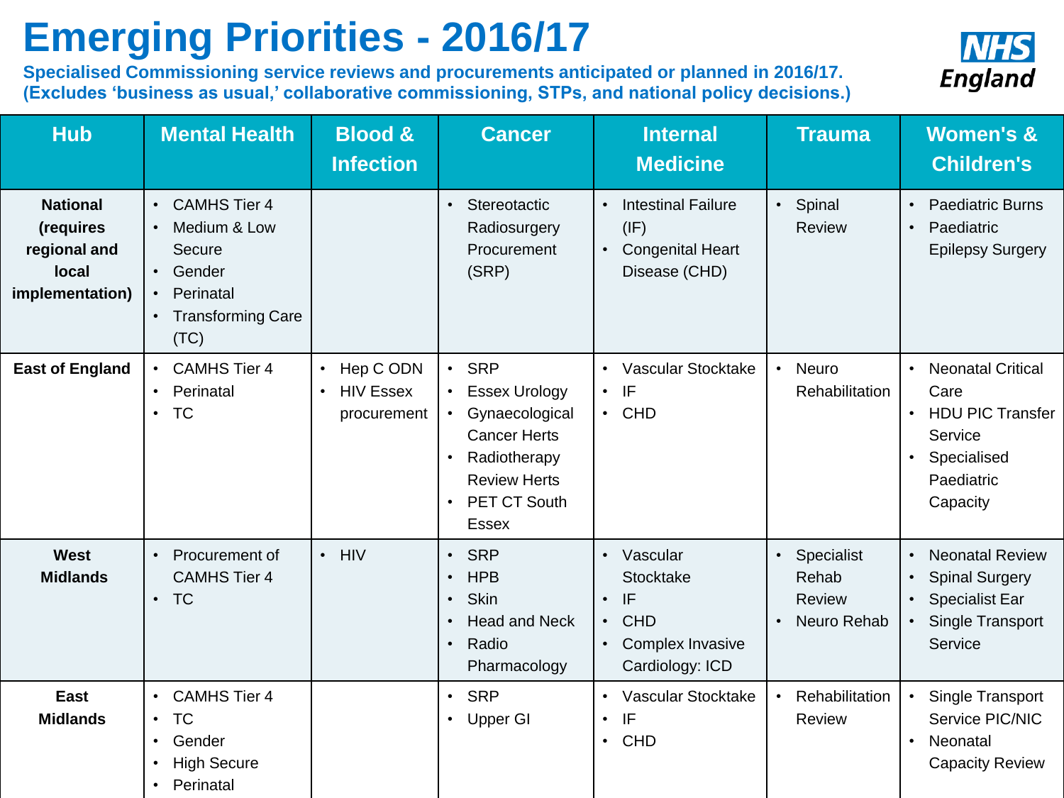# Emerging Priorities - 2016/17

**Specialised Commissioning service reviews and procurements anticipated or planned in 2016/17. (Excludes 'business as usual,' collaborative commissioning, STPs, and national policy decisions.)**

NHS England

| Hub | Mental Health | Blood & Infection | Cancer | Internal Medicine | Trauma | Women's & Children's |
|---|---|---|---|---|---|---|
| **National (requires regional and local implementation)** | • CAMHS Tier 4<br>• Medium & Low Secure<br>• Gender<br>• Perinatal<br>• Transforming Care (TC) | | • Stereotactic Radiosurgery Procurement (SRP) | • Intestinal Failure (IF)<br>• Congenital Heart Disease (CHD) | • Spinal Review | • Paediatric Burns<br>• Paediatric Epilepsy Surgery |
| **East of England** | • CAMHS Tier 4<br>• Perinatal<br>• TC | • Hep C ODN<br>• HIV Essex procurement | • SRP<br>• Essex Urology<br>• Gynaecological Cancer Herts<br>• Radiotherapy Review Herts<br>• PET CT South Essex | • Vascular Stocktake<br>• IF<br>• CHD | • Neuro Rehabilitation | • Neonatal Critical Care<br>• HDU PIC Transfer Service<br>• Specialised Paediatric Capacity |
| **West Midlands** | • Procurement of CAMHS Tier 4<br>• TC | • HIV | • SRP<br>• HPB<br>• Skin<br>• Head and Neck<br>• Radio Pharmacology | • Vascular Stocktake<br>• IF<br>• CHD<br>• Complex Invasive Cardiology: ICD | • Specialist Rehab Review<br>• Neuro Rehab | • Neonatal Review<br>• Spinal Surgery<br>• Specialist Ear<br>• Single Transport Service |
| **East Midlands** | • CAMHS Tier 4<br>• TC<br>• Gender<br>• High Secure<br>• Perinatal | | • SRP<br>• Upper GI | • Vascular Stocktake<br>• IF<br>• CHD | • Rehabilitation Review | • Single Transport Service PIC/NIC<br>• Neonatal Capacity Review |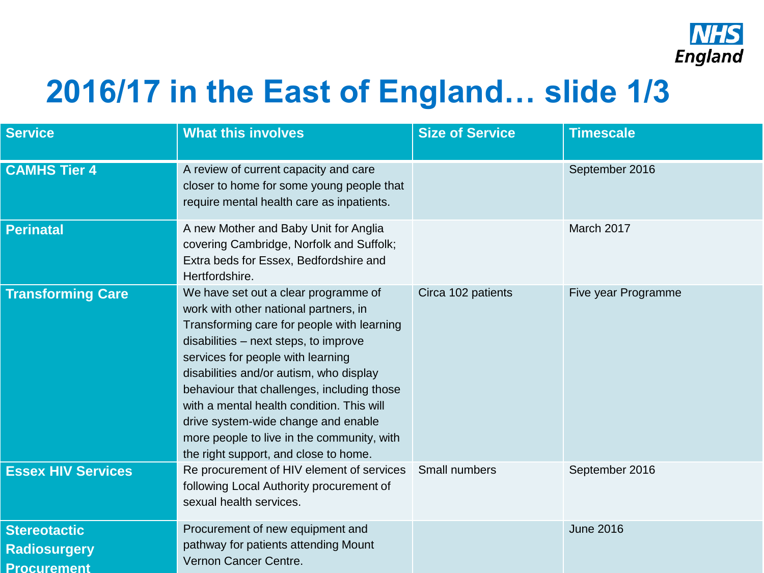# 2016/17 in the East of England… slide 1/3

| Service | What this involves | Size of Service | Timescale |
| --- | --- | --- | --- |
| **CAMHS Tier 4** | A review of current capacity and care closer to home for some young people that require mental health care as inpatients. | | September 2016 |
| **Perinatal** | A new Mother and Baby Unit for Anglia covering Cambridge, Norfolk and Suffolk; Extra beds for Essex, Bedfordshire and Hertfordshire. | | March 2017 |
| **Transforming Care** | We have set out a clear programme of work with other national partners, in Transforming care for people with learning disabilities – next steps, to improve services for people with learning disabilities and/or autism, who display behaviour that challenges, including those with a mental health condition. This will drive system-wide change and enable more people to live in the community, with the right support, and close to home. | Circa 102 patients | Five year Programme |
| **Essex HIV Services** | Re procurement of HIV element of services following Local Authority procurement of sexual health services. | Small numbers | September 2016 |
| **Stereotactic Radiosurgery Procurement** | Procurement of new equipment and pathway for patients attending Mount Vernon Cancer Centre. | | June 2016 |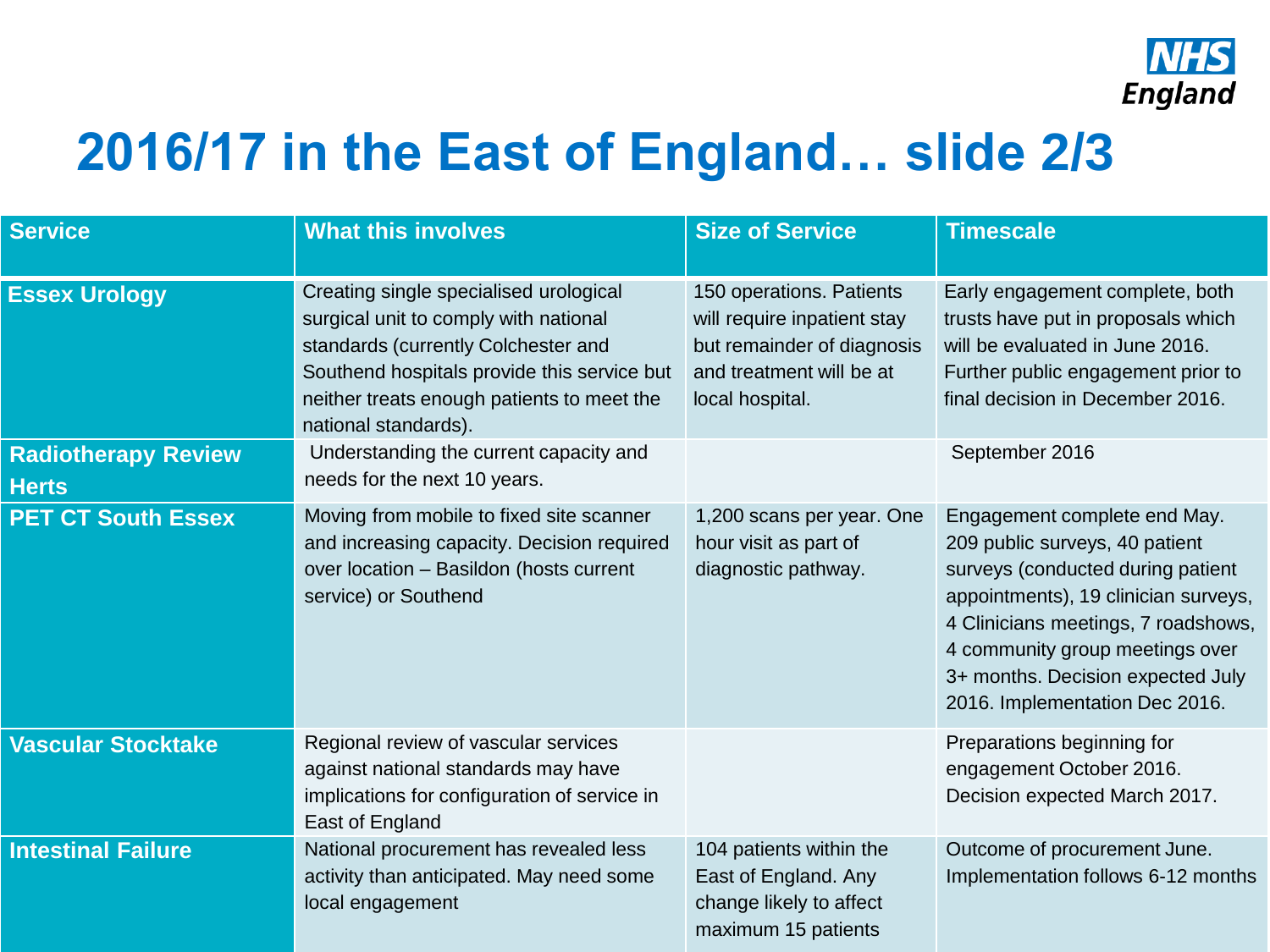# 2016/17 in the East of England… slide 2/3

| Service | What this involves | Size of Service | Timescale |
|---|---|---|---|
| **Essex Urology** | Creating single specialised urological surgical unit to comply with national standards (currently Colchester and Southend hospitals provide this service but neither treats enough patients to meet the national standards). | 150 operations. Patients will require inpatient stay but remainder of diagnosis and treatment will be at local hospital. | Early engagement complete, both trusts have put in proposals which will be evaluated in June 2016. Further public engagement prior to final decision in December 2016. |
| **Radiotherapy Review Herts** | Understanding the current capacity and needs for the next 10 years. | | September 2016 |
| **PET CT South Essex** | Moving from mobile to fixed site scanner and increasing capacity. Decision required over location – Basildon (hosts current service) or Southend | 1,200 scans per year. One hour visit as part of diagnostic pathway. | Engagement complete end May. 209 public surveys, 40 patient surveys (conducted during patient appointments), 19 clinician surveys, 4 Clinicians meetings, 7 roadshows, 4 community group meetings over 3+ months. Decision expected July 2016. Implementation Dec 2016. |
| **Vascular Stocktake** | Regional review of vascular services against national standards may have implications for configuration of service in East of England | | Preparations beginning for engagement October 2016. Decision expected March 2017. |
| **Intestinal Failure** | National procurement has revealed less activity than anticipated. May need some local engagement | 104 patients within the East of England. Any change likely to affect maximum 15 patients | Outcome of procurement June. Implementation follows 6-12 months |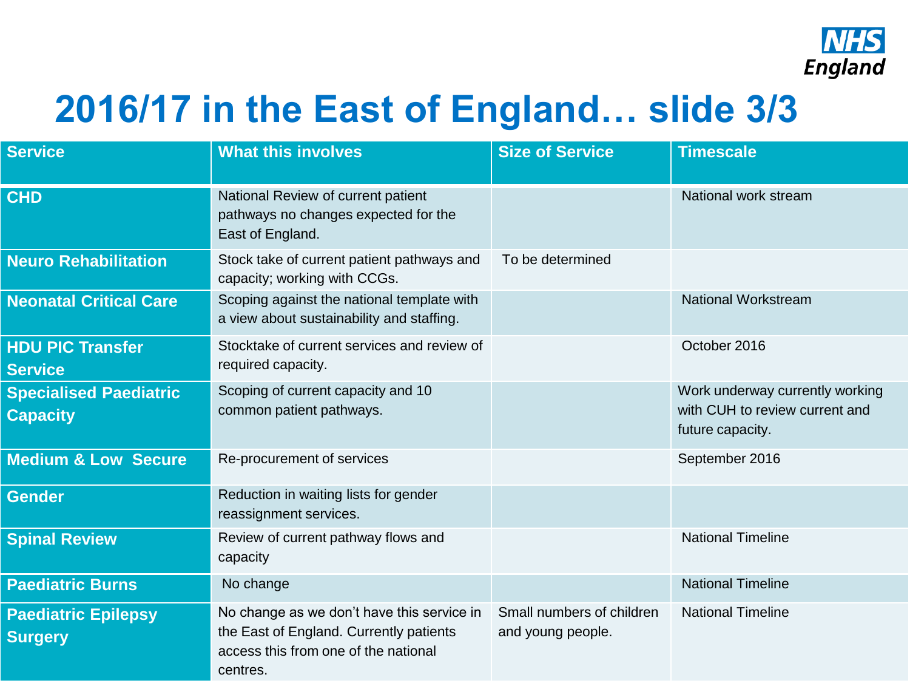# 2016/17 in the East of England… slide 3/3

| Service | What this involves | Size of Service | Timescale |
|---|---|---|---|
| **CHD** | National Review of current patient pathways no changes expected for the East of England. | | National work stream |
| **Neuro Rehabilitation** | Stock take of current patient pathways and capacity; working with CCGs. | To be determined | |
| **Neonatal Critical Care** | Scoping against the national template with a view about sustainability and staffing. | | National Workstream |
| **HDU PIC Transfer Service** | Stocktake of current services and review of required capacity. | | October 2016 |
| **Specialised Paediatric Capacity** | Scoping of current capacity and 10 common patient pathways. | | Work underway currently working with CUH to review current and future capacity. |
| **Medium & Low Secure** | Re-procurement of services | | September 2016 |
| **Gender** | Reduction in waiting lists for gender reassignment services. | | |
| **Spinal Review** | Review of current pathway flows and capacity | | National Timeline |
| **Paediatric Burns** | No change | | National Timeline |
| **Paediatric Epilepsy Surgery** | No change as we don't have this service in the East of England. Currently patients access this from one of the national centres. | Small numbers of children and young people. | National Timeline |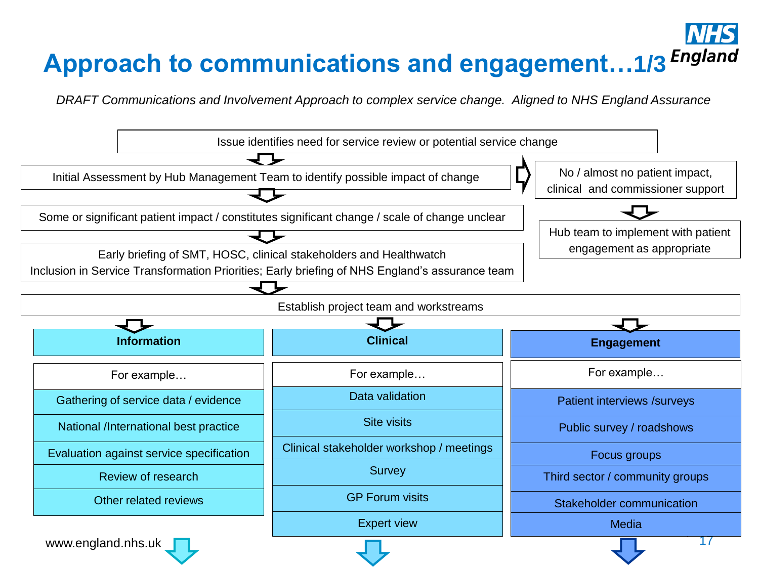# Approach to communications and engagement…1/3

*DRAFT Communications and Involvement Approach to complex service change. Aligned to NHS England Assurance*

Issue identifies need for service review or potential service change

Initial Assessment by Hub Management Team to identify possible impact of change

No / almost no patient impact, clinical and commissioner support

Hub team to implement with patient engagement as appropriate

Some or significant patient impact / constitutes significant change / scale of change unclear

Early briefing of SMT, HOSC, clinical stakeholders and Healthwatch
Inclusion in Service Transformation Priorities; Early briefing of NHS England's assurance team

Establish project team and workstreams

| Information | Clinical | Engagement |
|---|---|---|
| For example… | For example… | For example… |
| Gathering of service data / evidence | Data validation | Patient interviews /surveys |
| National /International best practice | Site visits | Public survey / roadshows |
| Evaluation against service specification | Clinical stakeholder workshop / meetings | Focus groups |
| Review of research | Survey | Third sector / community groups |
| Other related reviews | GP Forum visits | Stakeholder communication |
| | Expert view | Media |

www.england.nhs.uk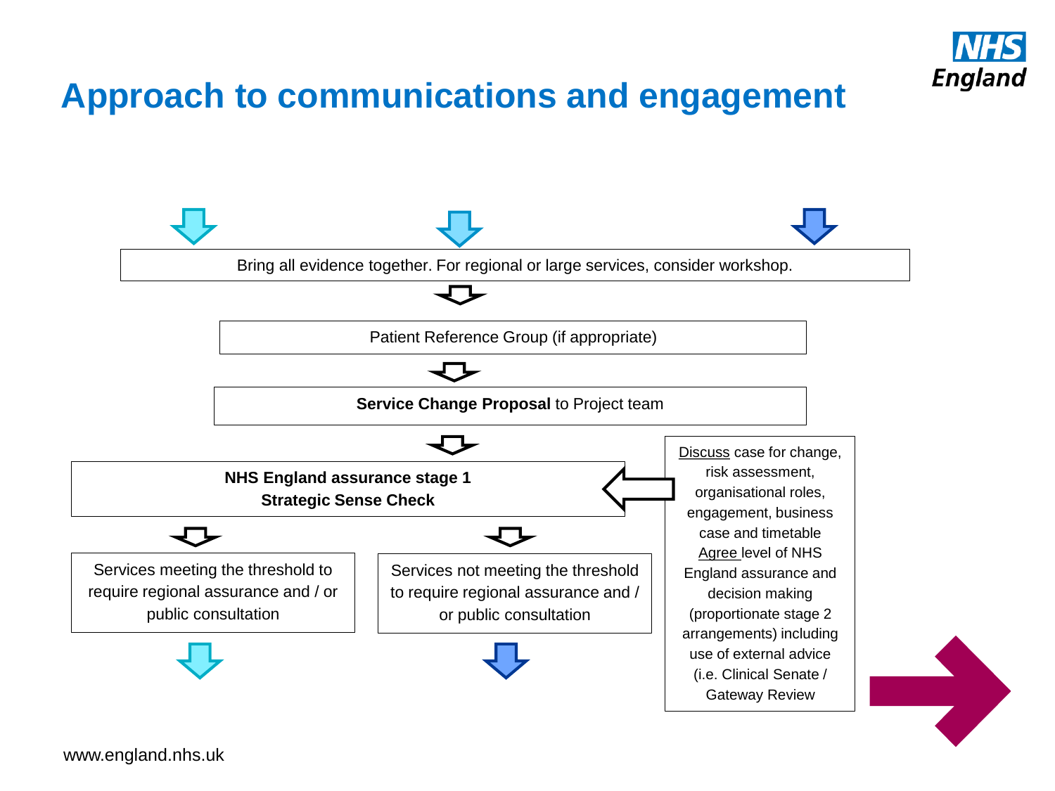# Approach to communications and engagement

Bring all evidence together. For regional or large services, consider workshop.

Patient Reference Group (if appropriate)

**Service Change Proposal** to Project team

**NHS England assurance stage 1**
**Strategic Sense Check**

Discuss case for change, risk assessment, organisational roles, engagement, business case and timetable
Agree level of NHS England assurance and decision making (proportionate stage 2 arrangements) including use of external advice (i.e. Clinical Senate / Gateway Review

Services meeting the threshold to require regional assurance and / or public consultation

Services not meeting the threshold to require regional assurance and / or public consultation

www.england.nhs.uk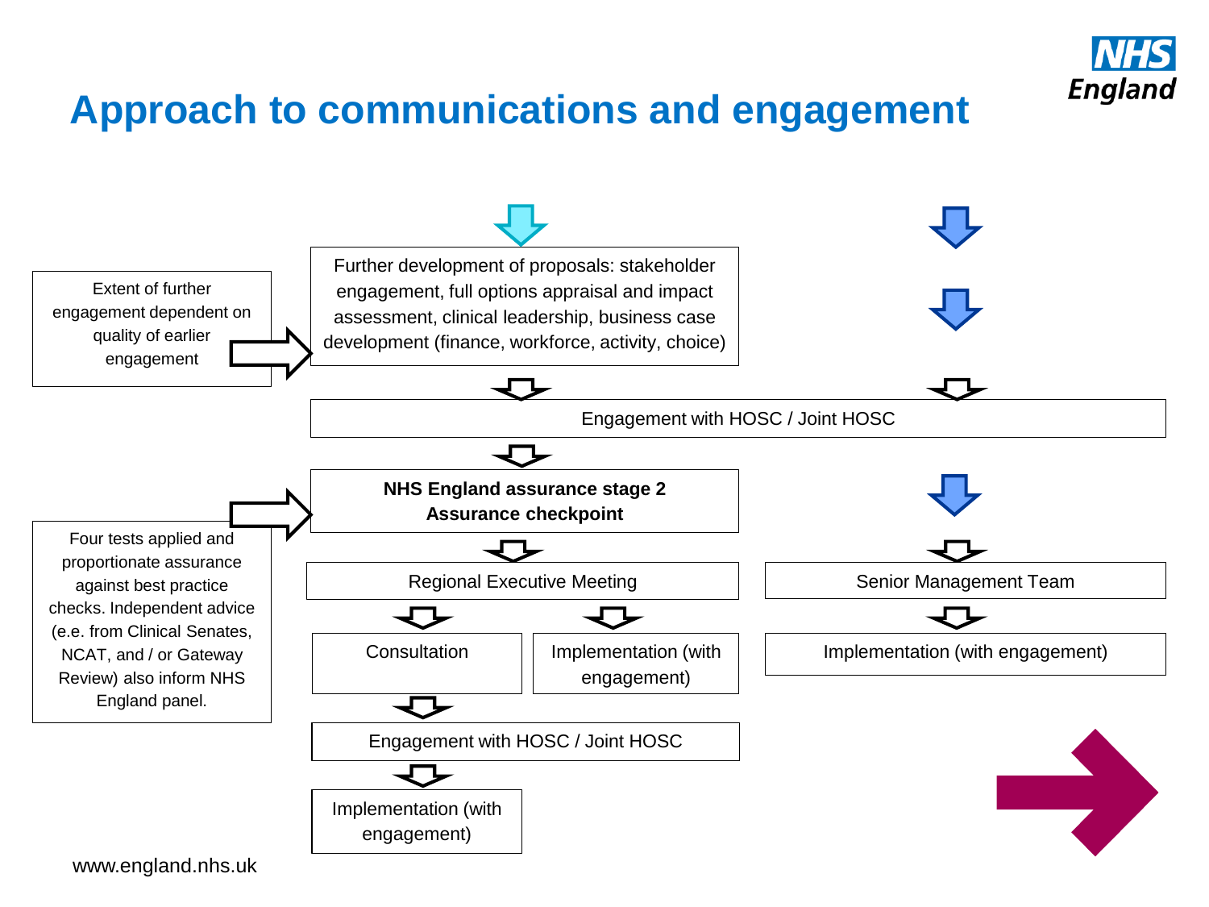# Approach to communications and engagement

Extent of further engagement dependent on quality of earlier engagement

Further development of proposals: stakeholder engagement, full options appraisal and impact assessment, clinical leadership, business case development (finance, workforce, activity, choice)

Engagement with HOSC / Joint HOSC

**NHS England assurance stage 2**
**Assurance checkpoint**

Four tests applied and proportionate assurance against best practice checks. Independent advice (e.g. from Clinical Senates, NCAT, and / or Gateway Review) also inform NHS England panel.

Regional Executive Meeting

Senior Management Team

Consultation

Implementation (with engagement)

Implementation (with engagement)

Engagement with HOSC / Joint HOSC

Implementation (with engagement)

www.england.nhs.uk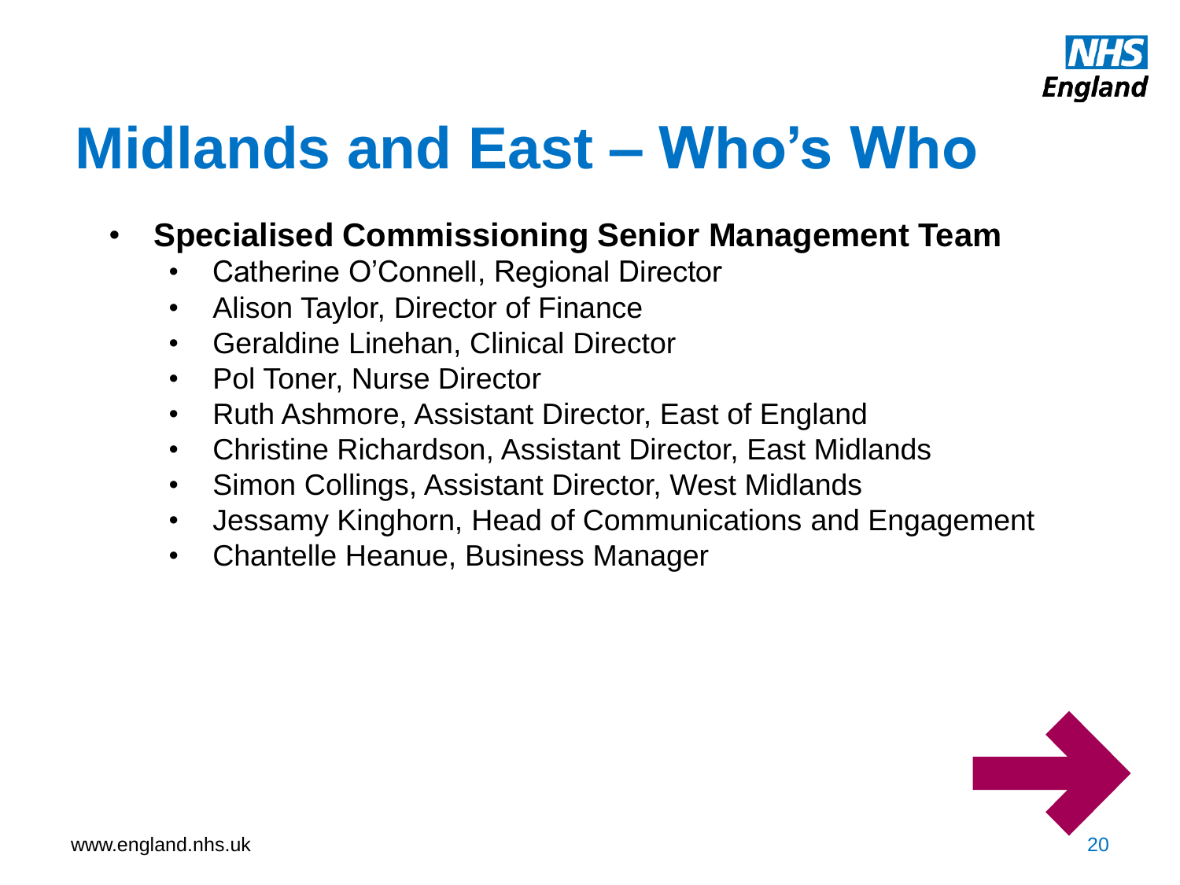# Midlands and East – Who's Who

- **Specialised Commissioning Senior Management Team**
  - Catherine O'Connell, Regional Director
  - Alison Taylor, Director of Finance
  - Geraldine Linehan, Clinical Director
  - Pol Toner, Nurse Director
  - Ruth Ashmore, Assistant Director, East of England
  - Christine Richardson, Assistant Director, East Midlands
  - Simon Collings, Assistant Director, West Midlands
  - Jessamy Kinghorn, Head of Communications and Engagement
  - Chantelle Heanue, Business Manager